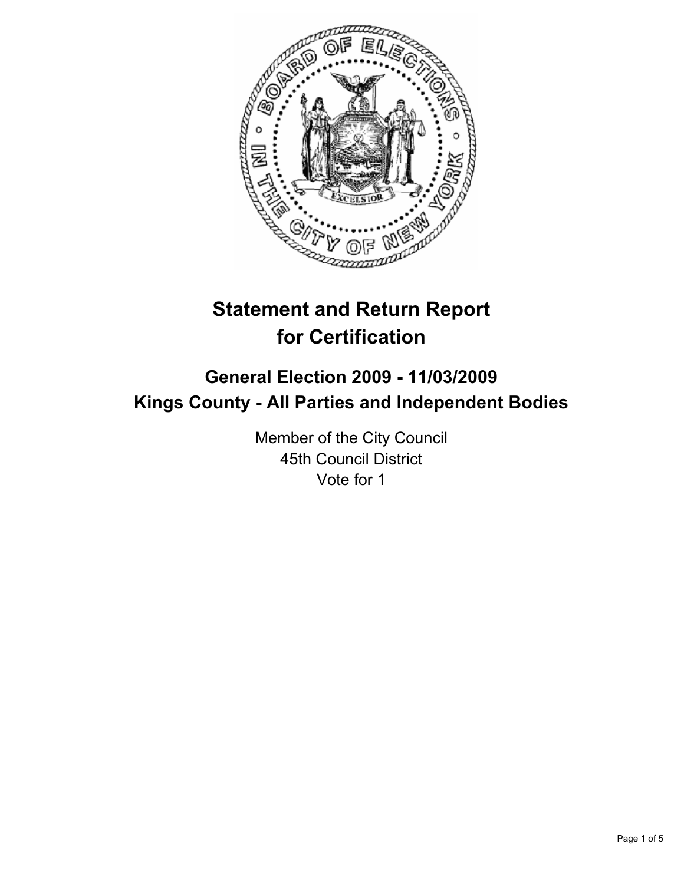# Statement and Return Report for Certification

## General Election 2009 - 11/03/2009
## Kings County - All Parties and Independent Bodies

Member of the City Council
45th Council District
Vote for 1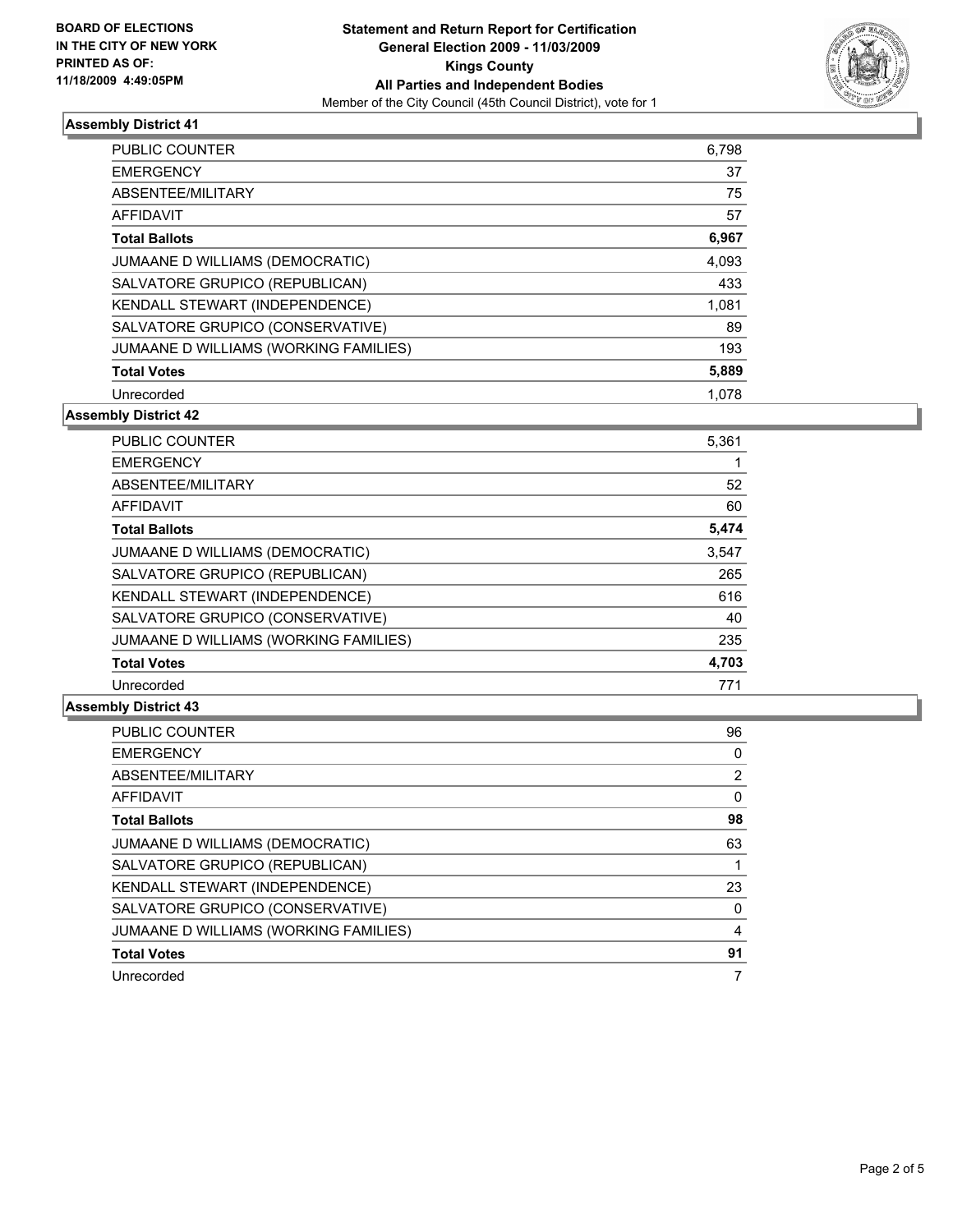BOARD OF ELECTIONS
IN THE CITY OF NEW YORK
PRINTED AS OF:
11/18/2009 4:49:05PM

**Statement and Return Report for Certification**
**General Election 2009 - 11/03/2009**
**Kings County**
**All Parties and Independent Bodies**
Member of the City Council (45th Council District), vote for 1

### Assembly District 41

| | |
|---|---|
| PUBLIC COUNTER | 6,798 |
| EMERGENCY | 37 |
| ABSENTEE/MILITARY | 75 |
| AFFIDAVIT | 57 |
| **Total Ballots** | **6,967** |
| JUMAANE D WILLIAMS (DEMOCRATIC) | 4,093 |
| SALVATORE GRUPICO (REPUBLICAN) | 433 |
| KENDALL STEWART (INDEPENDENCE) | 1,081 |
| SALVATORE GRUPICO (CONSERVATIVE) | 89 |
| JUMAANE D WILLIAMS (WORKING FAMILIES) | 193 |
| **Total Votes** | **5,889** |
| Unrecorded | 1,078 |

### Assembly District 42

| | |
|---|---|
| PUBLIC COUNTER | 5,361 |
| EMERGENCY | 1 |
| ABSENTEE/MILITARY | 52 |
| AFFIDAVIT | 60 |
| **Total Ballots** | **5,474** |
| JUMAANE D WILLIAMS (DEMOCRATIC) | 3,547 |
| SALVATORE GRUPICO (REPUBLICAN) | 265 |
| KENDALL STEWART (INDEPENDENCE) | 616 |
| SALVATORE GRUPICO (CONSERVATIVE) | 40 |
| JUMAANE D WILLIAMS (WORKING FAMILIES) | 235 |
| **Total Votes** | **4,703** |
| Unrecorded | 771 |

### Assembly District 43

| | |
|---|---|
| PUBLIC COUNTER | 96 |
| EMERGENCY | 0 |
| ABSENTEE/MILITARY | 2 |
| AFFIDAVIT | 0 |
| **Total Ballots** | **98** |
| JUMAANE D WILLIAMS (DEMOCRATIC) | 63 |
| SALVATORE GRUPICO (REPUBLICAN) | 1 |
| KENDALL STEWART (INDEPENDENCE) | 23 |
| SALVATORE GRUPICO (CONSERVATIVE) | 0 |
| JUMAANE D WILLIAMS (WORKING FAMILIES) | 4 |
| **Total Votes** | **91** |
| Unrecorded | 7 |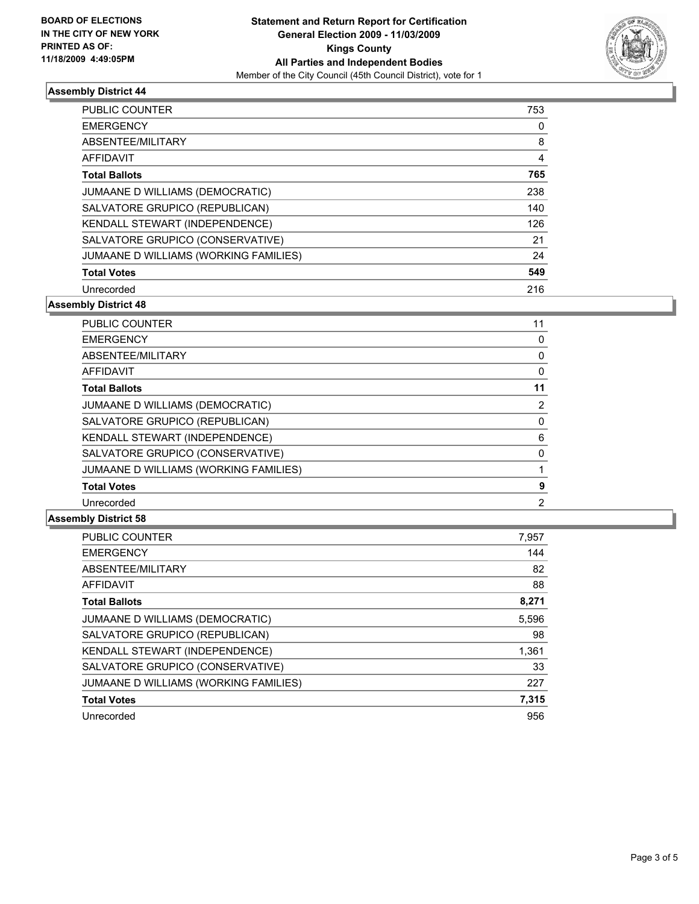**BOARD OF ELECTIONS IN THE CITY OF NEW YORK PRINTED AS OF: 11/18/2009 4:49:05PM**

**Statement and Return Report for Certification General Election 2009 - 11/03/2009 Kings County All Parties and Independent Bodies**

Member of the City Council (45th Council District), vote for 1

### Assembly District 44

| | |
|---|---|
| PUBLIC COUNTER | 753 |
| EMERGENCY | 0 |
| ABSENTEE/MILITARY | 8 |
| AFFIDAVIT | 4 |
| **Total Ballots** | **765** |
| JUMAANE D WILLIAMS (DEMOCRATIC) | 238 |
| SALVATORE GRUPICO (REPUBLICAN) | 140 |
| KENDALL STEWART (INDEPENDENCE) | 126 |
| SALVATORE GRUPICO (CONSERVATIVE) | 21 |
| JUMAANE D WILLIAMS (WORKING FAMILIES) | 24 |
| **Total Votes** | **549** |
| Unrecorded | 216 |

### Assembly District 48

| | |
|---|---|
| PUBLIC COUNTER | 11 |
| EMERGENCY | 0 |
| ABSENTEE/MILITARY | 0 |
| AFFIDAVIT | 0 |
| **Total Ballots** | **11** |
| JUMAANE D WILLIAMS (DEMOCRATIC) | 2 |
| SALVATORE GRUPICO (REPUBLICAN) | 0 |
| KENDALL STEWART (INDEPENDENCE) | 6 |
| SALVATORE GRUPICO (CONSERVATIVE) | 0 |
| JUMAANE D WILLIAMS (WORKING FAMILIES) | 1 |
| **Total Votes** | **9** |
| Unrecorded | 2 |

### Assembly District 58

| | |
|---|---|
| PUBLIC COUNTER | 7,957 |
| EMERGENCY | 144 |
| ABSENTEE/MILITARY | 82 |
| AFFIDAVIT | 88 |
| **Total Ballots** | **8,271** |
| JUMAANE D WILLIAMS (DEMOCRATIC) | 5,596 |
| SALVATORE GRUPICO (REPUBLICAN) | 98 |
| KENDALL STEWART (INDEPENDENCE) | 1,361 |
| SALVATORE GRUPICO (CONSERVATIVE) | 33 |
| JUMAANE D WILLIAMS (WORKING FAMILIES) | 227 |
| **Total Votes** | **7,315** |
| Unrecorded | 956 |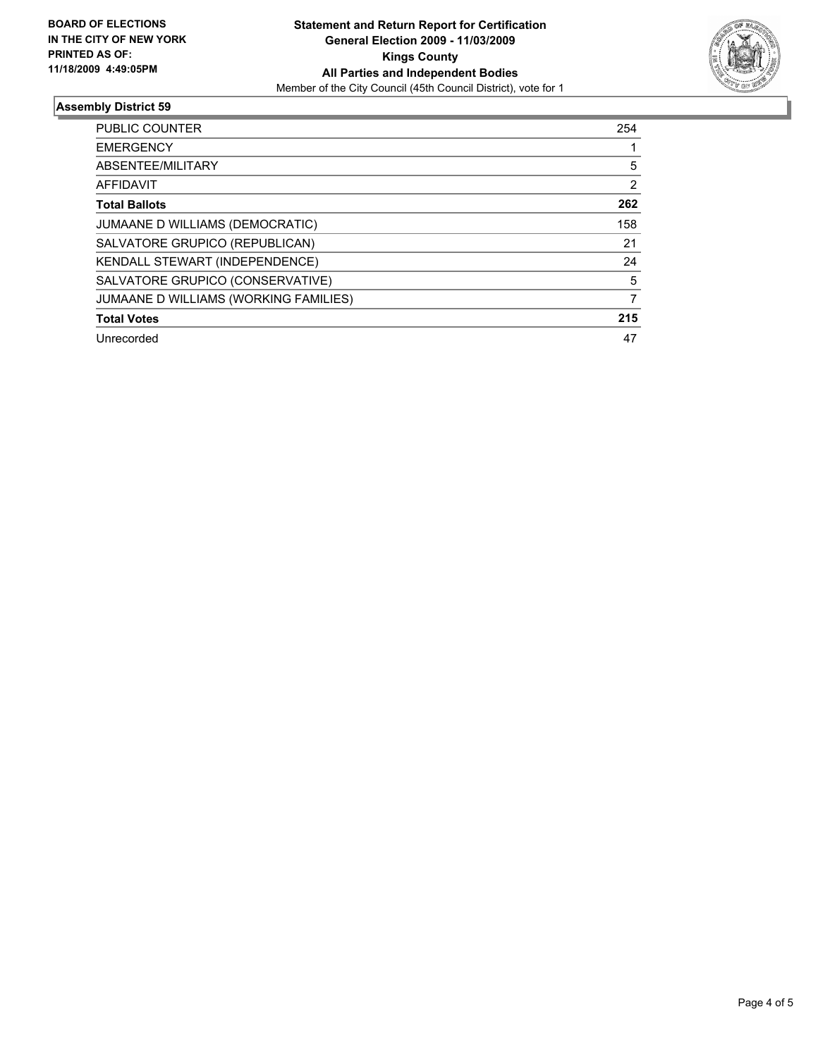**BOARD OF ELECTIONS IN THE CITY OF NEW YORK PRINTED AS OF: 11/18/2009 4:49:05PM**

**Statement and Return Report for Certification**
**General Election 2009 - 11/03/2009**
**Kings County**
**All Parties and Independent Bodies**
Member of the City Council (45th Council District), vote for 1

## Assembly District 59

| | |
|---|---|
| PUBLIC COUNTER | 254 |
| EMERGENCY | 1 |
| ABSENTEE/MILITARY | 5 |
| AFFIDAVIT | 2 |
| **Total Ballots** | **262** |
| JUMAANE D WILLIAMS (DEMOCRATIC) | 158 |
| SALVATORE GRUPICO (REPUBLICAN) | 21 |
| KENDALL STEWART (INDEPENDENCE) | 24 |
| SALVATORE GRUPICO (CONSERVATIVE) | 5 |
| JUMAANE D WILLIAMS (WORKING FAMILIES) | 7 |
| **Total Votes** | **215** |
| Unrecorded | 47 |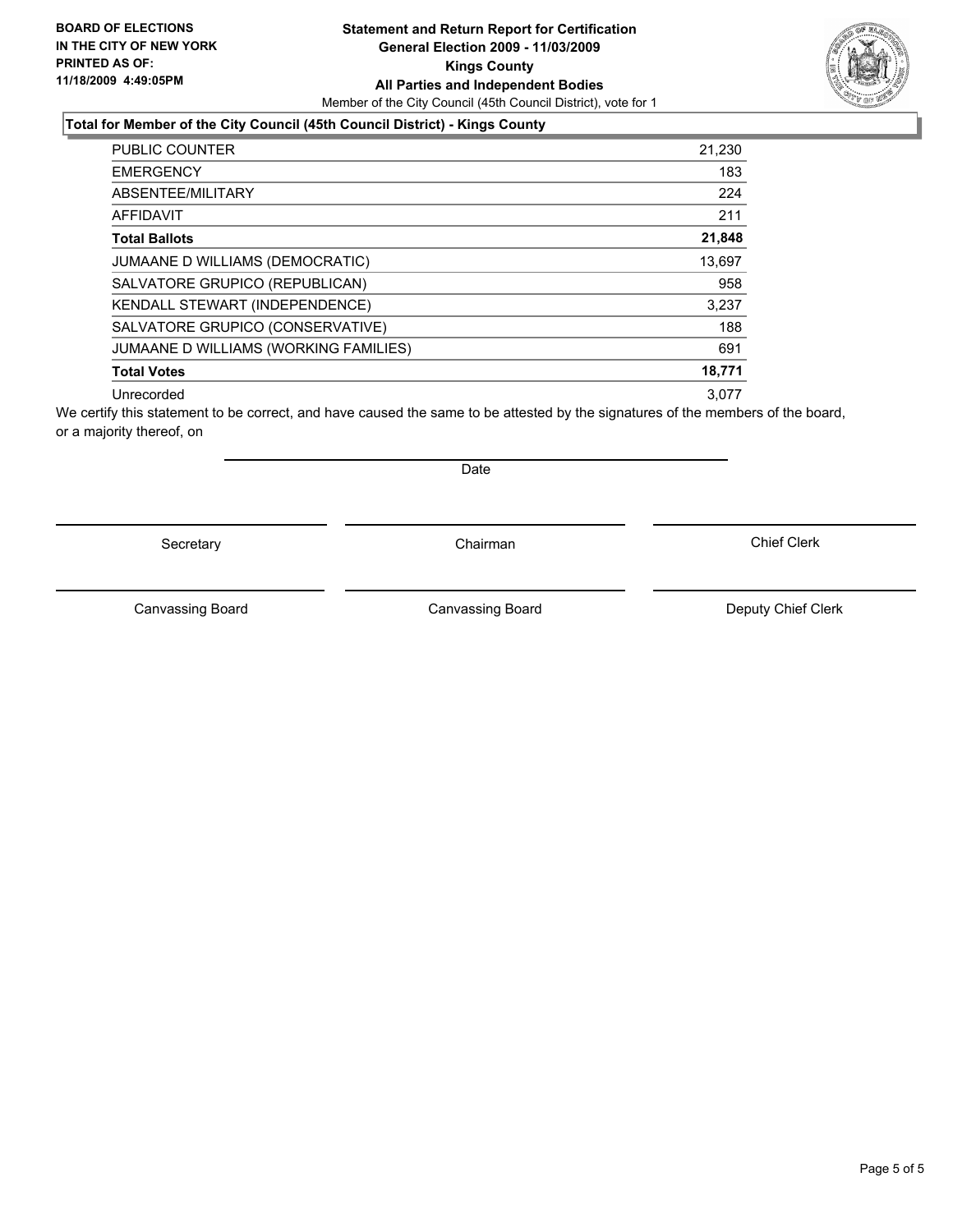**BOARD OF ELECTIONS IN THE CITY OF NEW YORK PRINTED AS OF: 11/18/2009 4:49:05PM**

**Statement and Return Report for Certification**
**General Election 2009 - 11/03/2009**
**Kings County**
**All Parties and Independent Bodies**
Member of the City Council (45th Council District), vote for 1

### Total for Member of the City Council (45th Council District) - Kings County

| | |
|---|---|
| PUBLIC COUNTER | 21,230 |
| EMERGENCY | 183 |
| ABSENTEE/MILITARY | 224 |
| AFFIDAVIT | 211 |
| **Total Ballots** | **21,848** |
| JUMAANE D WILLIAMS (DEMOCRATIC) | 13,697 |
| SALVATORE GRUPICO (REPUBLICAN) | 958 |
| KENDALL STEWART (INDEPENDENCE) | 3,237 |
| SALVATORE GRUPICO (CONSERVATIVE) | 188 |
| JUMAANE D WILLIAMS (WORKING FAMILIES) | 691 |
| **Total Votes** | **18,771** |
| Unrecorded | 3,077 |

We certify this statement to be correct, and have caused the same to be attested by the signatures of the members of the board, or a majority thereof, on

Date

Secretary | Chairman | Chief Clerk

Canvassing Board | Canvassing Board | Deputy Chief Clerk